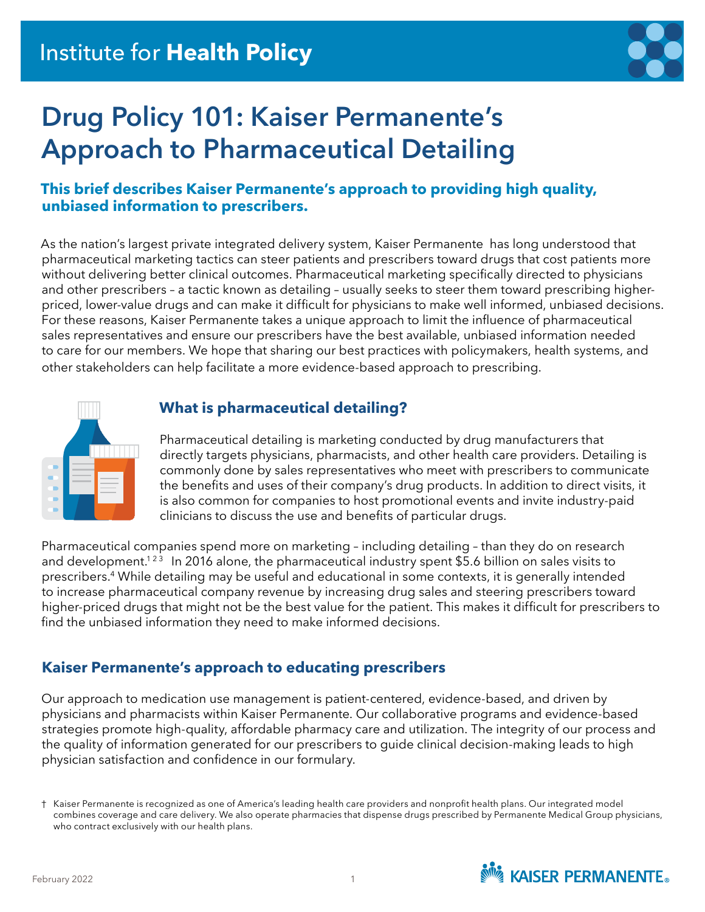Institute for **Health Policy**

# Drug Policy 101: Kaiser Permanente's Approach to Pharmaceutical Detailing

**This brief describes Kaiser Permanente's approach to providing high quality, unbiased information to prescribers.**

As the nation's largest private integrated delivery system, Kaiser Permanente has long understood that pharmaceutical marketing tactics can steer patients and prescribers toward drugs that cost patients more without delivering better clinical outcomes. Pharmaceutical marketing specifically directed to physicians and other prescribers – a tactic known as detailing – usually seeks to steer them toward prescribing higher-priced, lower-value drugs and can make it difficult for physicians to make well informed, unbiased decisions. For these reasons, Kaiser Permanente takes a unique approach to limit the influence of pharmaceutical sales representatives and ensure our prescribers have the best available, unbiased information needed to care for our members. We hope that sharing our best practices with policymakers, health systems, and other stakeholders can help facilitate a more evidence-based approach to prescribing.

## What is pharmaceutical detailing?

Pharmaceutical detailing is marketing conducted by drug manufacturers that directly targets physicians, pharmacists, and other health care providers. Detailing is commonly done by sales representatives who meet with prescribers to communicate the benefits and uses of their company's drug products. In addition to direct visits, it is also common for companies to host promotional events and invite industry-paid clinicians to discuss the use and benefits of particular drugs.

Pharmaceutical companies spend more on marketing – including detailing – than they do on research and development.[1 2 3] In 2016 alone, the pharmaceutical industry spent $5.6 billion on sales visits to prescribers.[4] While detailing may be useful and educational in some contexts, it is generally intended to increase pharmaceutical company revenue by increasing drug sales and steering prescribers toward higher-priced drugs that might not be the best value for the patient. This makes it difficult for prescribers to find the unbiased information they need to make informed decisions.

## Kaiser Permanente's approach to educating prescribers

Our approach to medication use management is patient-centered, evidence-based, and driven by physicians and pharmacists within Kaiser Permanente. Our collaborative programs and evidence-based strategies promote high-quality, affordable pharmacy care and utilization. The integrity of our process and the quality of information generated for our prescribers to guide clinical decision-making leads to high physician satisfaction and confidence in our formulary.

† Kaiser Permanente is recognized as one of America's leading health care providers and nonprofit health plans. Our integrated model combines coverage and care delivery. We also operate pharmacies that dispense drugs prescribed by Permanente Medical Group physicians, who contract exclusively with our health plans.

February 2022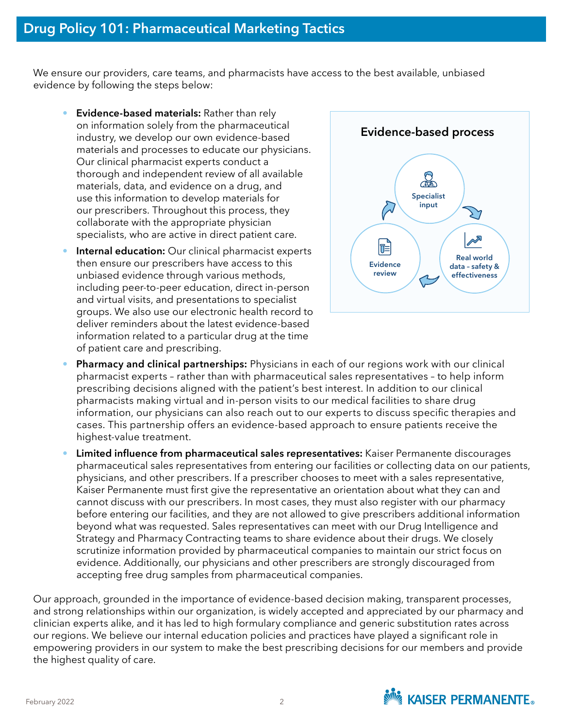## Drug Policy 101: Pharmaceutical Marketing Tactics

We ensure our providers, care teams, and pharmacists have access to the best available, unbiased evidence by following the steps below:

- **Evidence-based materials:** Rather than rely on information solely from the pharmaceutical industry, we develop our own evidence-based materials and processes to educate our physicians. Our clinical pharmacist experts conduct a thorough and independent review of all available materials, data, and evidence on a drug, and use this information to develop materials for our prescribers. Throughout this process, they collaborate with the appropriate physician specialists, who are active in direct patient care.
- **Internal education:** Our clinical pharmacist experts then ensure our prescribers have access to this unbiased evidence through various methods, including peer-to-peer education, direct in-person and virtual visits, and presentations to specialist groups. We also use our electronic health record to deliver reminders about the latest evidence-based information related to a particular drug at the time of patient care and prescribing.

**Evidence-based process**

Specialist input → Real world data – safety & effectiveness → Evidence review → Specialist input

- **Pharmacy and clinical partnerships:** Physicians in each of our regions work with our clinical pharmacist experts – rather than with pharmaceutical sales representatives – to help inform prescribing decisions aligned with the patient's best interest. In addition to our clinical pharmacists making virtual and in-person visits to our medical facilities to share drug information, our physicians can also reach out to our experts to discuss specific therapies and cases. This partnership offers an evidence-based approach to ensure patients receive the highest-value treatment.
- **Limited influence from pharmaceutical sales representatives:** Kaiser Permanente discourages pharmaceutical sales representatives from entering our facilities or collecting data on our patients, physicians, and other prescribers. If a prescriber chooses to meet with a sales representative, Kaiser Permanente must first give the representative an orientation about what they can and cannot discuss with our prescribers. In most cases, they must also register with our pharmacy before entering our facilities, and they are not allowed to give prescribers additional information beyond what was requested. Sales representatives can meet with our Drug Intelligence and Strategy and Pharmacy Contracting teams to share evidence about their drugs. We closely scrutinize information provided by pharmaceutical companies to maintain our strict focus on evidence. Additionally, our physicians and other prescribers are strongly discouraged from accepting free drug samples from pharmaceutical companies.

Our approach, grounded in the importance of evidence-based decision making, transparent processes, and strong relationships within our organization, is widely accepted and appreciated by our pharmacy and clinician experts alike, and it has led to high formulary compliance and generic substitution rates across our regions. We believe our internal education policies and practices have played a significant role in empowering providers in our system to make the best prescribing decisions for our members and provide the highest quality of care.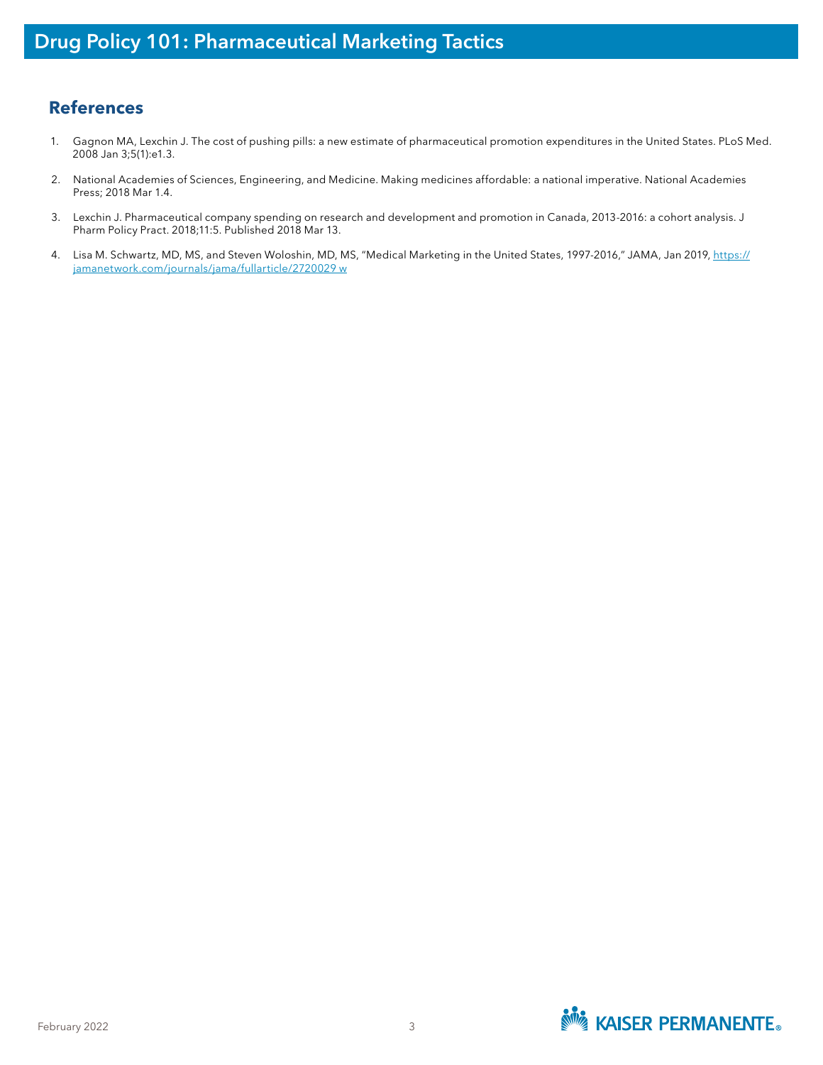## References

1. Gagnon MA, Lexchin J. The cost of pushing pills: a new estimate of pharmaceutical promotion expenditures in the United States. PLoS Med. 2008 Jan 3;5(1):e1.3.

2. National Academies of Sciences, Engineering, and Medicine. Making medicines affordable: a national imperative. National Academies Press; 2018 Mar 1.4.

3. Lexchin J. Pharmaceutical company spending on research and development and promotion in Canada, 2013-2016: a cohort analysis. J Pharm Policy Pract. 2018;11:5. Published 2018 Mar 13.

4. Lisa M. Schwartz, MD, MS, and Steven Woloshin, MD, MS, "Medical Marketing in the United States, 1997-2016," JAMA, Jan 2019, [https://jamanetwork.com/journals/jama/fullarticle/2720029 w](https://jamanetwork.com/journals/jama/fullarticle/2720029)